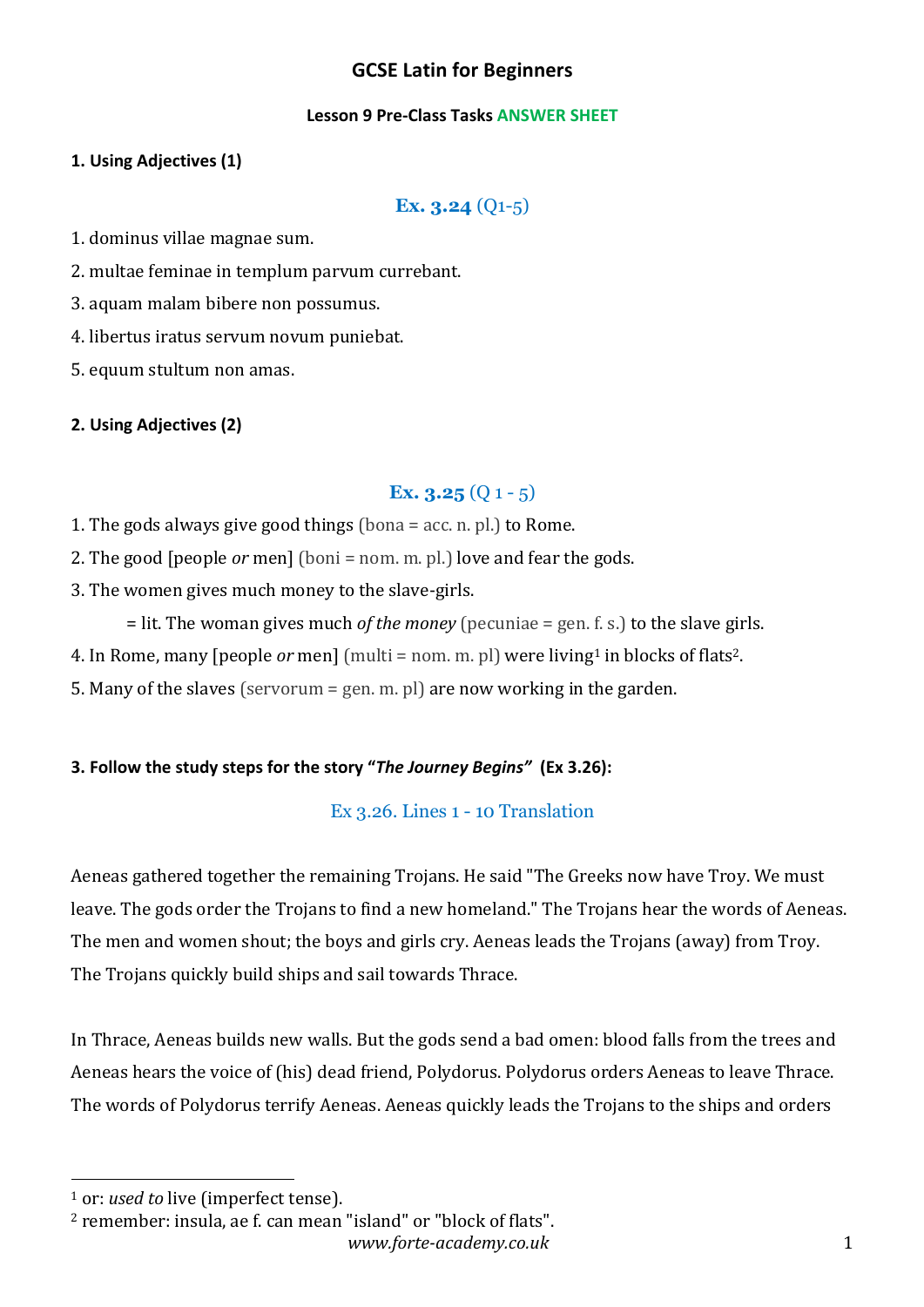## GCSE Latin for Beginners

### Lesson 9 Pre-Class Tasks ANSWER SHEET

**1. Using Adjectives (1)**

**Ex. 3.24** (Q1-5)

1. dominus villae magnae sum.
2. multae feminae in templum parvum currebant.
3. aquam malam bibere non possumus.
4. libertus iratus servum novum puniebat.
5. equum stultum non amas.

**2. Using Adjectives (2)**

**Ex. 3.25** (Q 1 - 5)

1. The gods always give good things (bona = acc. n. pl.) to Rome.
2. The good [people *or* men] (boni = nom. m. pl.) love and fear the gods.
3. The women gives much money to the slave-girls.

   = lit. The woman gives much *of the money* (pecuniae = gen. f. s.) to the slave girls.
4. In Rome, many [people *or* men] (multi = nom. m. pl) were living[1] in blocks of flats[2].
5. Many of the slaves (servorum = gen. m. pl) are now working in the garden.

**3. Follow the study steps for the story "*The Journey Begins*" (Ex 3.26):**

Ex 3.26. Lines 1 - 10 Translation

Aeneas gathered together the remaining Trojans. He said "The Greeks now have Troy. We must leave. The gods order the Trojans to find a new homeland." The Trojans hear the words of Aeneas. The men and women shout; the boys and girls cry. Aeneas leads the Trojans (away) from Troy. The Trojans quickly build ships and sail towards Thrace.

In Thrace, Aeneas builds new walls. But the gods send a bad omen: blood falls from the trees and Aeneas hears the voice of (his) dead friend, Polydorus. Polydorus orders Aeneas to leave Thrace. The words of Polydorus terrify Aeneas. Aeneas quickly leads the Trojans to the ships and orders

---

[1] or: *used to* live (imperfect tense).

[2] remember: insula, ae f. can mean "island" or "block of flats".

*www.forte-academy.co.uk*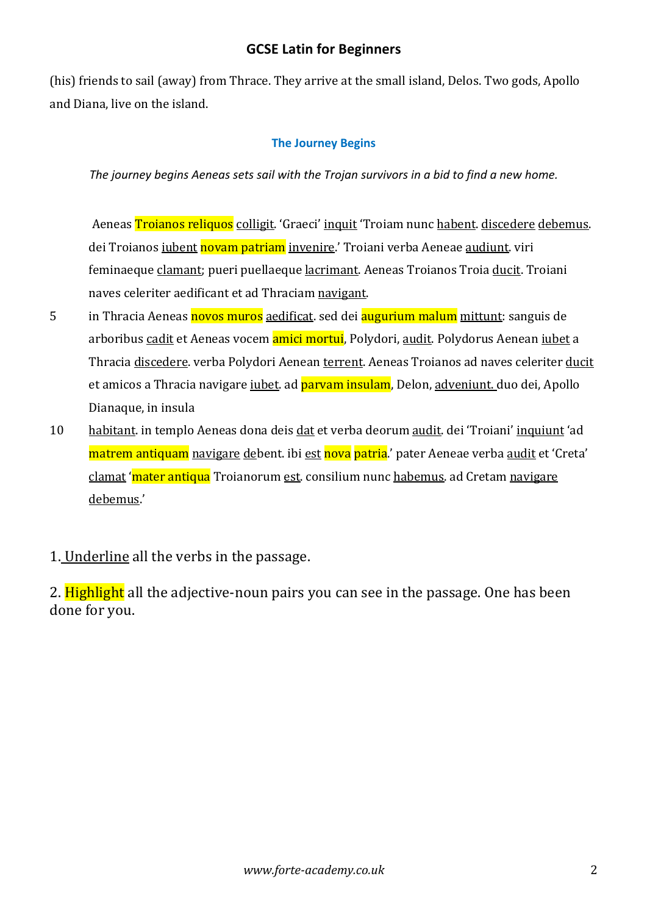(his) friends to sail (away) from Thrace. They arrive at the small island, Delos. Two gods, Apollo and Diana, live on the island.

### The Journey Begins

*The journey begins Aeneas sets sail with the Trojan survivors in a bid to find a new home.*

Aeneas Troianos reliquos <u>colligit</u>. 'Graeci' <u>inquit</u> 'Troiam nunc <u>habent</u>. <u>discedere</u> <u>debemus</u>. dei Troianos <u>iubent</u> novam patriam <u>invenire</u>.' Troiani verba Aeneae <u>audiunt</u>. viri feminaeque <u>clamant</u>; pueri puellaeque <u>lacrimant</u>. Aeneas Troianos Troia <u>ducit</u>. Troiani naves celeriter aedificant et ad Thraciam <u>navigant</u>.

5 in Thracia Aeneas novos muros <u>aedificat</u>. sed dei augurium malum <u>mittunt</u>: sanguis de arboribus <u>cadit</u> et Aeneas vocem amici mortui, Polydori, <u>audit</u>. Polydorus Aenean <u>iubet</u> a Thracia <u>discedere</u>. verba Polydori Aenean <u>terrent</u>. Aeneas Troianos ad naves celeriter <u>ducit</u> et amicos a Thracia navigare <u>iubet</u>. ad parvam insulam, Delon, <u>adveniunt.</u> duo dei, Apollo Dianaque, in insula

10 <u>habitant</u>. in templo Aeneas dona deis <u>dat</u> et verba deorum <u>audit</u>. dei 'Troiani' <u>inquiunt</u> 'ad matrem antiquam <u>navigare</u> <u>de</u>bent. ibi <u>est</u> nova patria.' pater Aeneae verba <u>audit</u> et 'Creta' <u>clamat</u> 'mater antiqua Troianorum <u>est</u>. consilium nunc <u>habemus</u>. ad Cretam <u>navigare</u> <u>debemus</u>.'

1. <u>Underline</u> all the verbs in the passage.

2. Highlight all the adjective-noun pairs you can see in the passage. One has been done for you.